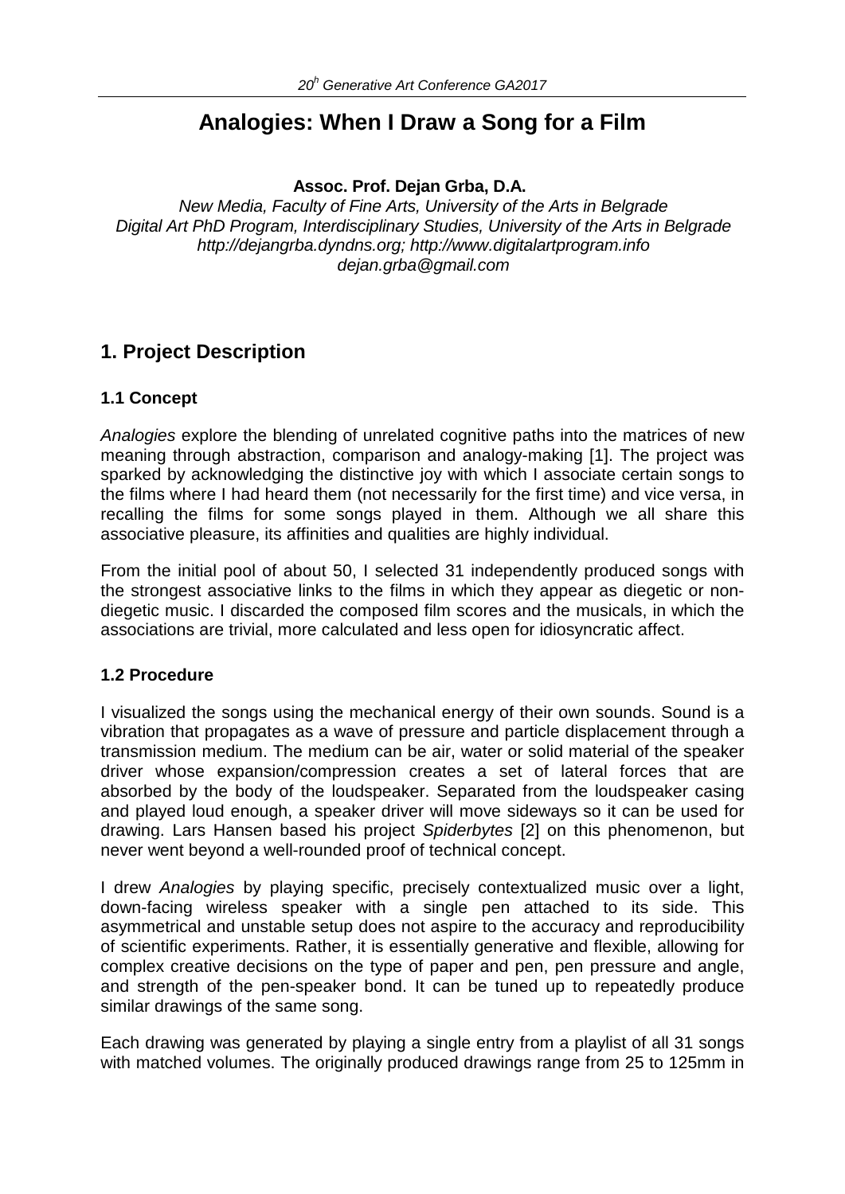# Analogies: When I Draw a Song for a Film

**Assoc. Prof. Dejan Grba, D.A.**

*New Media, Faculty of Fine Arts, University of the Arts in Belgrade*
*Digital Art PhD Program, Interdisciplinary Studies, University of the Arts in Belgrade*
*http://dejangrba.dyndns.org; http://www.digitalartprogram.info*
*dejan.grba@gmail.com*

## 1. Project Description

### 1.1 Concept

*Analogies* explore the blending of unrelated cognitive paths into the matrices of new meaning through abstraction, comparison and analogy-making [1]. The project was sparked by acknowledging the distinctive joy with which I associate certain songs to the films where I had heard them (not necessarily for the first time) and vice versa, in recalling the films for some songs played in them. Although we all share this associative pleasure, its affinities and qualities are highly individual.

From the initial pool of about 50, I selected 31 independently produced songs with the strongest associative links to the films in which they appear as diegetic or non-diegetic music. I discarded the composed film scores and the musicals, in which the associations are trivial, more calculated and less open for idiosyncratic affect.

### 1.2 Procedure

I visualized the songs using the mechanical energy of their own sounds. Sound is a vibration that propagates as a wave of pressure and particle displacement through a transmission medium. The medium can be air, water or solid material of the speaker driver whose expansion/compression creates a set of lateral forces that are absorbed by the body of the loudspeaker. Separated from the loudspeaker casing and played loud enough, a speaker driver will move sideways so it can be used for drawing. Lars Hansen based his project *Spiderbytes* [2] on this phenomenon, but never went beyond a well-rounded proof of technical concept.

I drew *Analogies* by playing specific, precisely contextualized music over a light, down-facing wireless speaker with a single pen attached to its side. This asymmetrical and unstable setup does not aspire to the accuracy and reproducibility of scientific experiments. Rather, it is essentially generative and flexible, allowing for complex creative decisions on the type of paper and pen, pen pressure and angle, and strength of the pen-speaker bond. It can be tuned up to repeatedly produce similar drawings of the same song.

Each drawing was generated by playing a single entry from a playlist of all 31 songs with matched volumes. The originally produced drawings range from 25 to 125mm in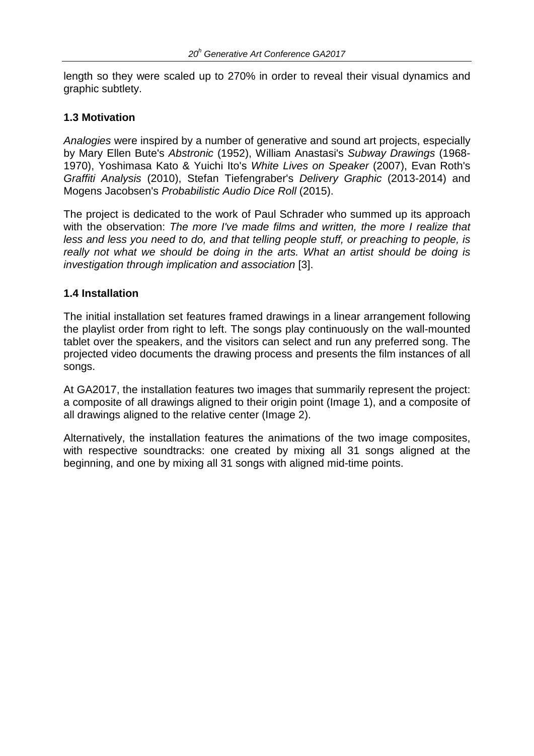length so they were scaled up to 270% in order to reveal their visual dynamics and graphic subtlety.

### 1.3 Motivation

*Analogies* were inspired by a number of generative and sound art projects, especially by Mary Ellen Bute's *Abstronic* (1952), William Anastasi's *Subway Drawings* (1968-1970), Yoshimasa Kato & Yuichi Ito's *White Lives on Speaker* (2007), Evan Roth's *Graffiti Analysis* (2010), Stefan Tiefengraber's *Delivery Graphic* (2013-2014) and Mogens Jacobsen's *Probabilistic Audio Dice Roll* (2015).

The project is dedicated to the work of Paul Schrader who summed up its approach with the observation: *The more I've made films and written, the more I realize that less and less you need to do, and that telling people stuff, or preaching to people, is really not what we should be doing in the arts. What an artist should be doing is investigation through implication and association* [3].

### 1.4 Installation

The initial installation set features framed drawings in a linear arrangement following the playlist order from right to left. The songs play continuously on the wall-mounted tablet over the speakers, and the visitors can select and run any preferred song. The projected video documents the drawing process and presents the film instances of all songs.

At GA2017, the installation features two images that summarily represent the project: a composite of all drawings aligned to their origin point (Image 1), and a composite of all drawings aligned to the relative center (Image 2).

Alternatively, the installation features the animations of the two image composites, with respective soundtracks: one created by mixing all 31 songs aligned at the beginning, and one by mixing all 31 songs with aligned mid-time points.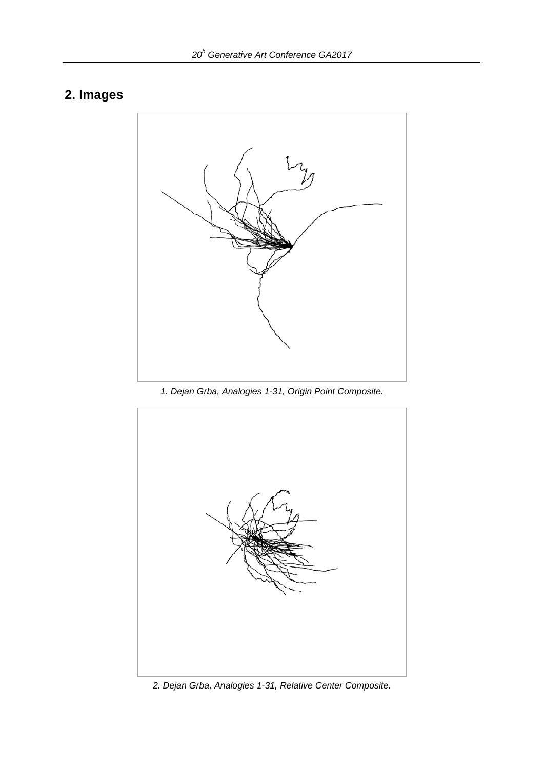## 2. Images

1. Dejan Grba, Analogies 1-31, Origin Point Composite.

2. Dejan Grba, Analogies 1-31, Relative Center Composite.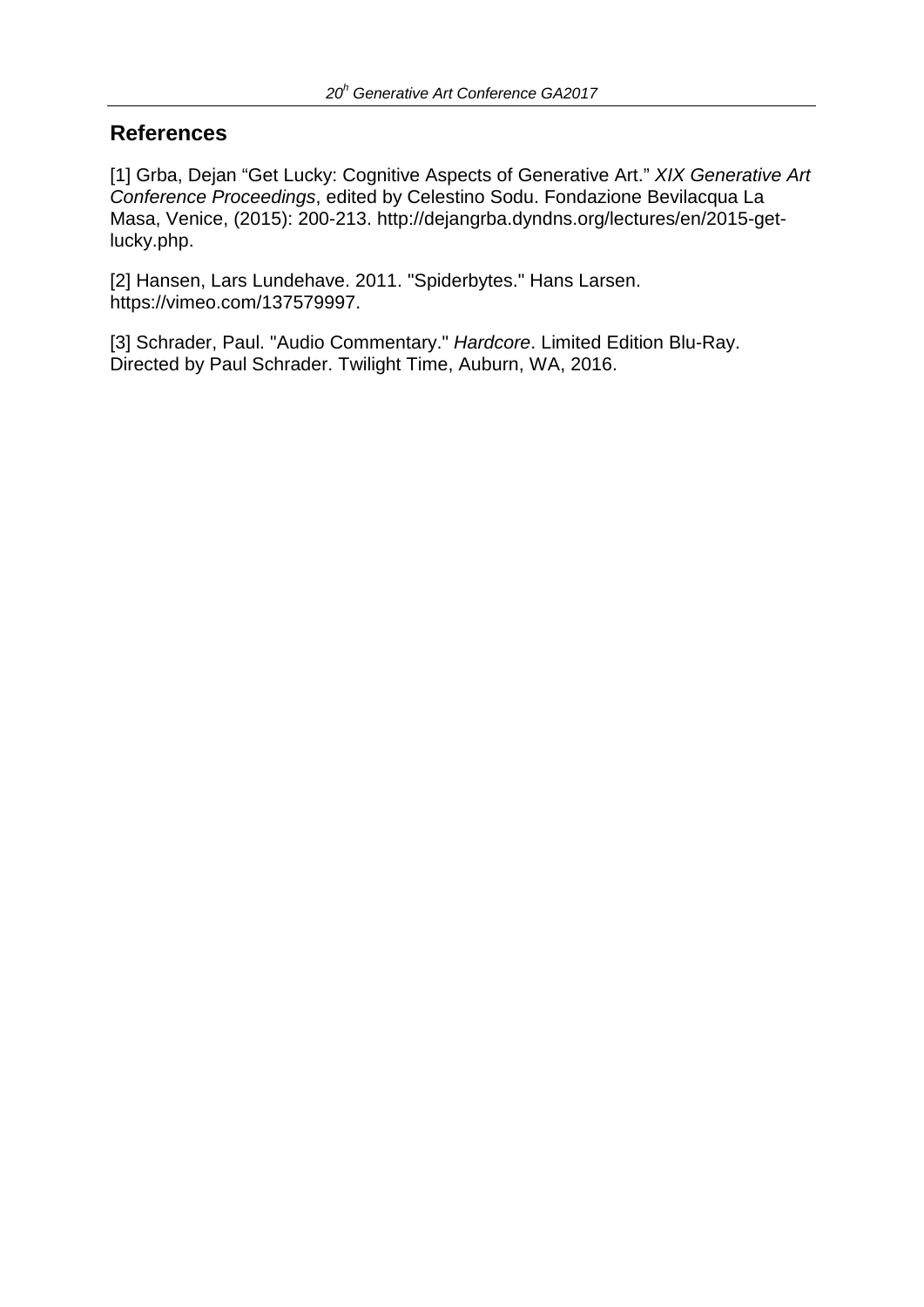## References

[1] Grba, Dejan “Get Lucky: Cognitive Aspects of Generative Art.” *XIX Generative Art Conference Proceedings*, edited by Celestino Sodu. Fondazione Bevilacqua La Masa, Venice, (2015): 200-213. http://dejangrba.dyndns.org/lectures/en/2015-get-lucky.php.

[2] Hansen, Lars Lundehave. 2011. "Spiderbytes." Hans Larsen. https://vimeo.com/137579997.

[3] Schrader, Paul. "Audio Commentary." *Hardcore*. Limited Edition Blu-Ray. Directed by Paul Schrader. Twilight Time, Auburn, WA, 2016.